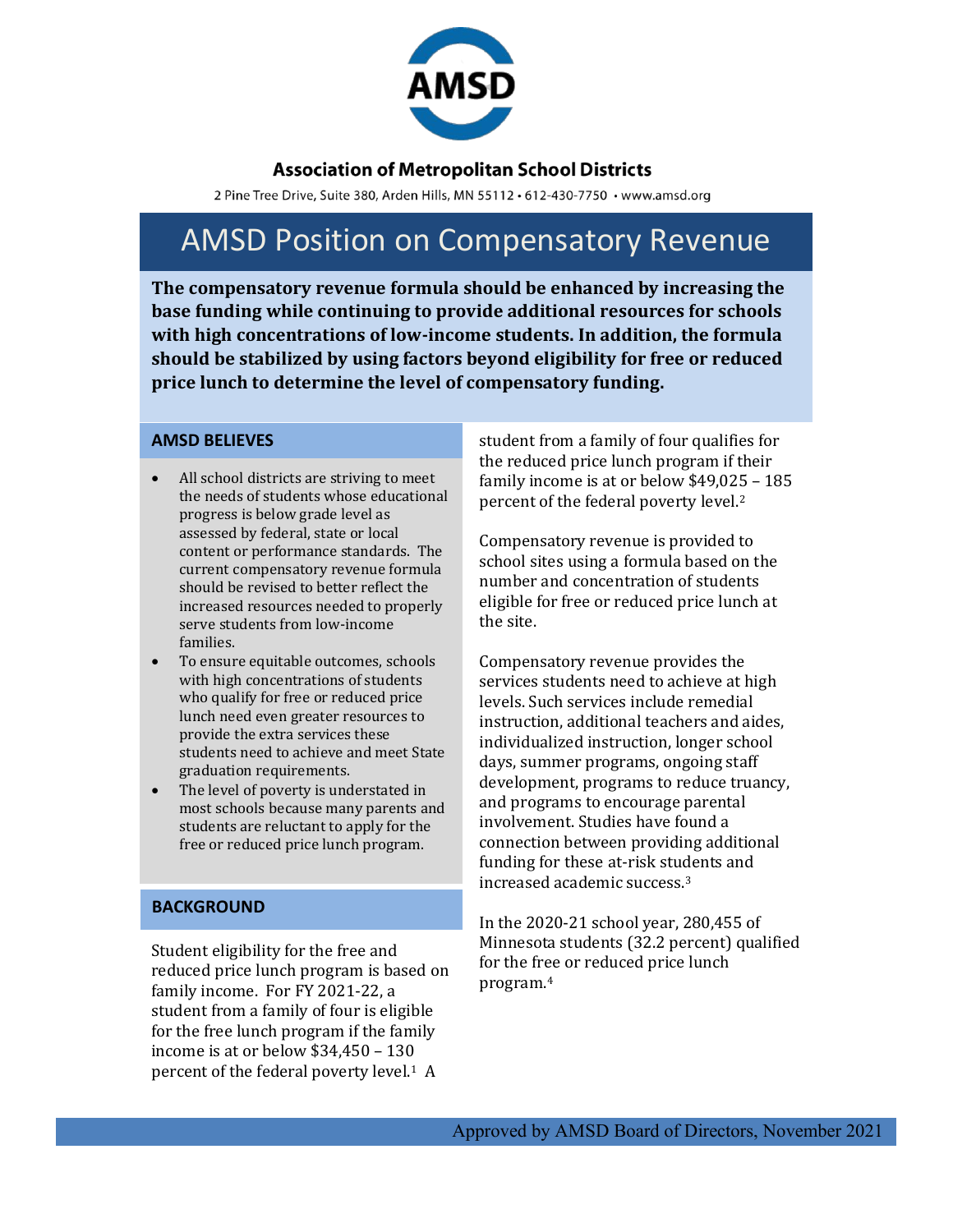**Association of Metropolitan School Districts**

2 Pine Tree Drive, Suite 380, Arden Hills, MN 55112 • 612-430-7750 • www.amsd.org

# AMSD Position on Compensatory Revenue

**The compensatory revenue formula should be enhanced by increasing the base funding while continuing to provide additional resources for schools with high concentrations of low-income students. In addition, the formula should be stabilized by using factors beyond eligibility for free or reduced price lunch to determine the level of compensatory funding.**

## AMSD BELIEVES

- All school districts are striving to meet the needs of students whose educational progress is below grade level as assessed by federal, state or local content or performance standards. The current compensatory revenue formula should be revised to better reflect the increased resources needed to properly serve students from low-income families.
- To ensure equitable outcomes, schools with high concentrations of students who qualify for free or reduced price lunch need even greater resources to provide the extra services these students need to achieve and meet State graduation requirements.
- The level of poverty is understated in most schools because many parents and students are reluctant to apply for the free or reduced price lunch program.

## BACKGROUND

Student eligibility for the free and reduced price lunch program is based on family income. For FY 2021-22, a student from a family of four is eligible for the free lunch program if the family income is at or below $34,450 – 130 percent of the federal poverty level.[1] A student from a family of four qualifies for the reduced price lunch program if their family income is at or below $49,025 – 185 percent of the federal poverty level.[2]

Compensatory revenue is provided to school sites using a formula based on the number and concentration of students eligible for free or reduced price lunch at the site.

Compensatory revenue provides the services students need to achieve at high levels. Such services include remedial instruction, additional teachers and aides, individualized instruction, longer school days, summer programs, ongoing staff development, programs to reduce truancy, and programs to encourage parental involvement. Studies have found a connection between providing additional funding for these at-risk students and increased academic success.[3]

In the 2020-21 school year, 280,455 of Minnesota students (32.2 percent) qualified for the free or reduced price lunch program.[4]

Approved by AMSD Board of Directors, November 2021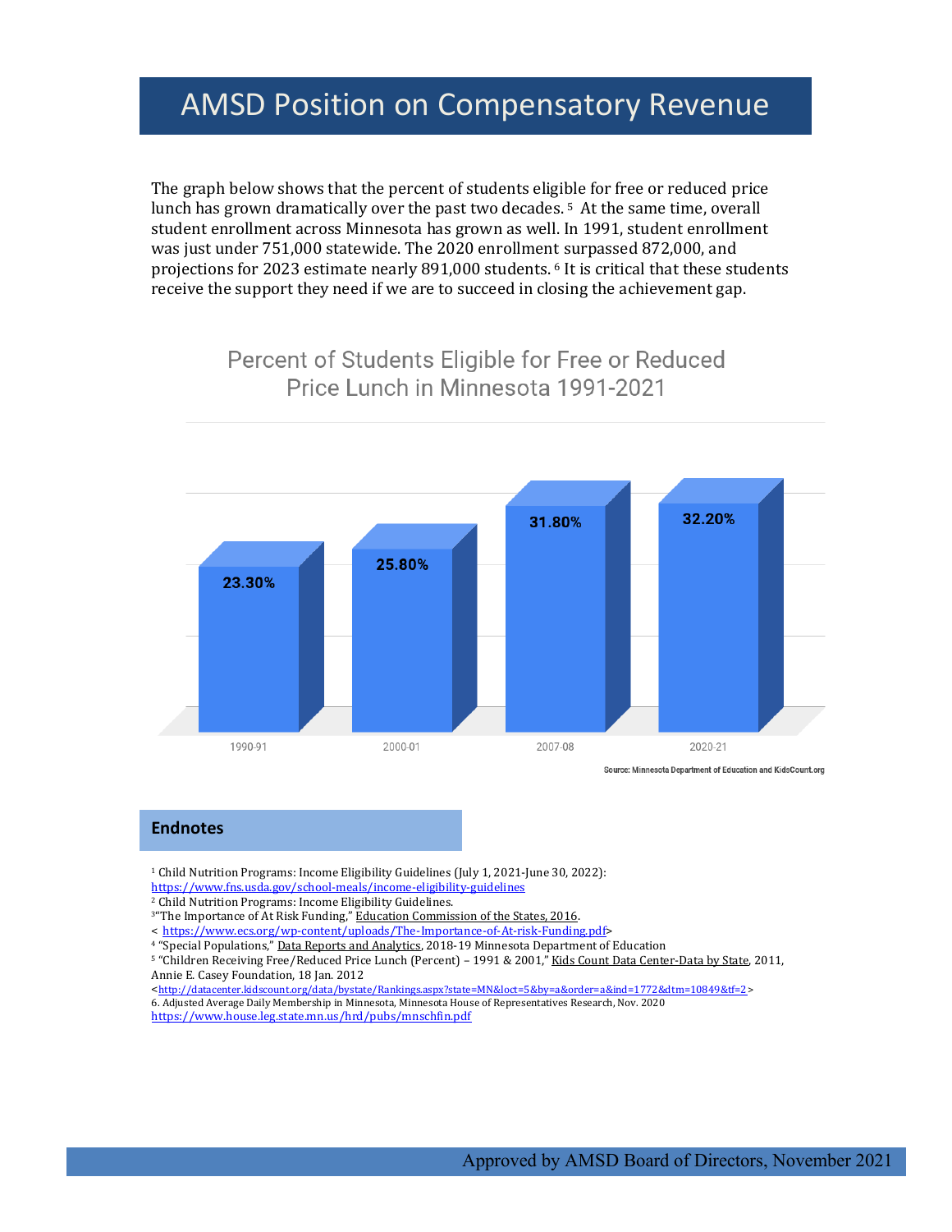# AMSD Position on Compensatory Revenue

The graph below shows that the percent of students eligible for free or reduced price lunch has grown dramatically over the past two decades.[5] At the same time, overall student enrollment across Minnesota has grown as well. In 1991, student enrollment was just under 751,000 statewide. The 2020 enrollment surpassed 872,000, and projections for 2023 estimate nearly 891,000 students.[6] It is critical that these students receive the support they need if we are to succeed in closing the achievement gap.

Percent of Students Eligible for Free or Reduced Price Lunch in Minnesota 1991-2021

23.30%
25.80%
31.80%
32.20%

1990-91
2000-01
2007-08
2020-21

Source: Minnesota Department of Education and KidsCount.org

## Endnotes

[1] Child Nutrition Programs: Income Eligibility Guidelines (July 1, 2021-June 30, 2022): https://www.fns.usda.gov/school-meals/income-eligibility-guidelines

[2] Child Nutrition Programs: Income Eligibility Guidelines.

[3] "The Importance of At Risk Funding," Education Commission of the States, 2016. < https://www.ecs.org/wp-content/uploads/The-Importance-of-At-risk-Funding.pdf>

[4] "Special Populations," Data Reports and Analytics, 2018-19 Minnesota Department of Education

[5] "Children Receiving Free/Reduced Price Lunch (Percent) – 1991 & 2001," Kids Count Data Center-Data by State, 2011, Annie E. Casey Foundation, 18 Jan. 2012 <http://datacenter.kidscount.org/data/bystate/Rankings.aspx?state=MN&loct=5&by=a&order=a&ind=1772&dtm=10849&tf=2>

6. Adjusted Average Daily Membership in Minnesota, Minnesota House of Representatives Research, Nov. 2020 https://www.house.leg.state.mn.us/hrd/pubs/mnschfin.pdf

Approved by AMSD Board of Directors, November 2021